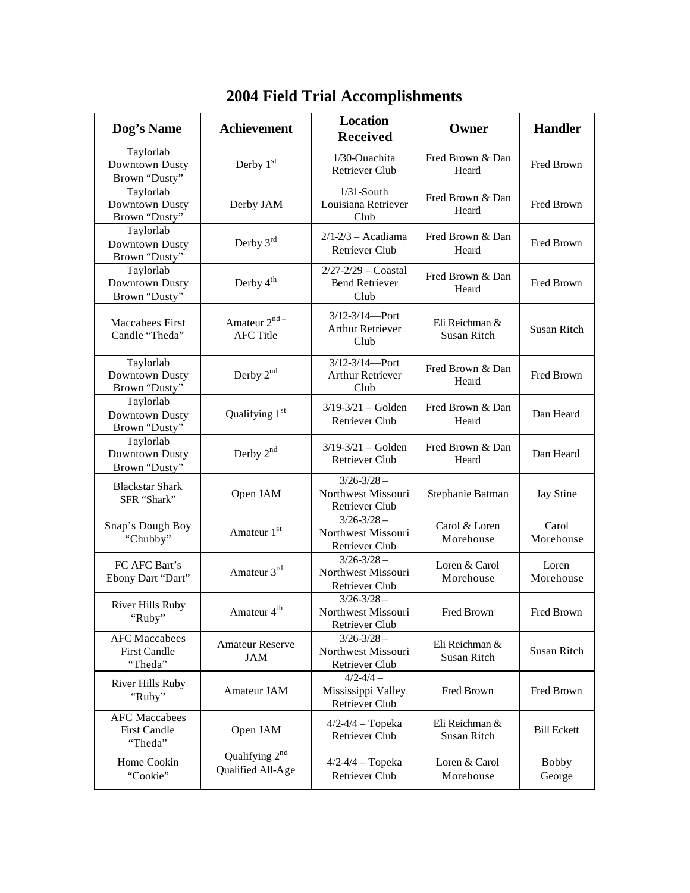# 2004 Field Trial Accomplishments

| Dog's Name | Achievement | Location Received | Owner | Handler |
|---|---|---|---|---|
| Taylorlab Downtown Dusty Brown "Dusty" | Derby 1st | 1/30-Ouachita Retriever Club | Fred Brown & Dan Heard | Fred Brown |
| Taylorlab Downtown Dusty Brown "Dusty" | Derby JAM | 1/31-South Louisiana Retriever Club | Fred Brown & Dan Heard | Fred Brown |
| Taylorlab Downtown Dusty Brown "Dusty" | Derby 3rd | 2/1-2/3 – Acadiama Retriever Club | Fred Brown & Dan Heard | Fred Brown |
| Taylorlab Downtown Dusty Brown "Dusty" | Derby 4th | 2/27-2/29 – Coastal Bend Retriever Club | Fred Brown & Dan Heard | Fred Brown |
| Maccabees First Candle "Theda" | Amateur 2nd – AFC Title | 3/12-3/14—Port Arthur Retriever Club | Eli Reichman & Susan Ritch | Susan Ritch |
| Taylorlab Downtown Dusty Brown "Dusty" | Derby 2nd | 3/12-3/14—Port Arthur Retriever Club | Fred Brown & Dan Heard | Fred Brown |
| Taylorlab Downtown Dusty Brown "Dusty" | Qualifying 1st | 3/19-3/21 – Golden Retriever Club | Fred Brown & Dan Heard | Dan Heard |
| Taylorlab Downtown Dusty Brown "Dusty" | Derby 2nd | 3/19-3/21 – Golden Retriever Club | Fred Brown & Dan Heard | Dan Heard |
| Blackstar Shark SFR "Shark" | Open JAM | 3/26-3/28 – Northwest Missouri Retriever Club | Stephanie Batman | Jay Stine |
| Snap's Dough Boy "Chubby" | Amateur 1st | 3/26-3/28 – Northwest Missouri Retriever Club | Carol & Loren Morehouse | Carol Morehouse |
| FC AFC Bart's Ebony Dart "Dart" | Amateur 3rd | 3/26-3/28 – Northwest Missouri Retriever Club | Loren & Carol Morehouse | Loren Morehouse |
| River Hills Ruby "Ruby" | Amateur 4th | 3/26-3/28 – Northwest Missouri Retriever Club | Fred Brown | Fred Brown |
| AFC Maccabees First Candle "Theda" | Amateur Reserve JAM | 3/26-3/28 – Northwest Missouri Retriever Club | Eli Reichman & Susan Ritch | Susan Ritch |
| River Hills Ruby "Ruby" | Amateur JAM | 4/2-4/4 – Mississippi Valley Retriever Club | Fred Brown | Fred Brown |
| AFC Maccabees First Candle "Theda" | Open JAM | 4/2-4/4 – Topeka Retriever Club | Eli Reichman & Susan Ritch | Bill Eckett |
| Home Cookin "Cookie" | Qualifying 2nd Qualified All-Age | 4/2-4/4 – Topeka Retriever Club | Loren & Carol Morehouse | Bobby George |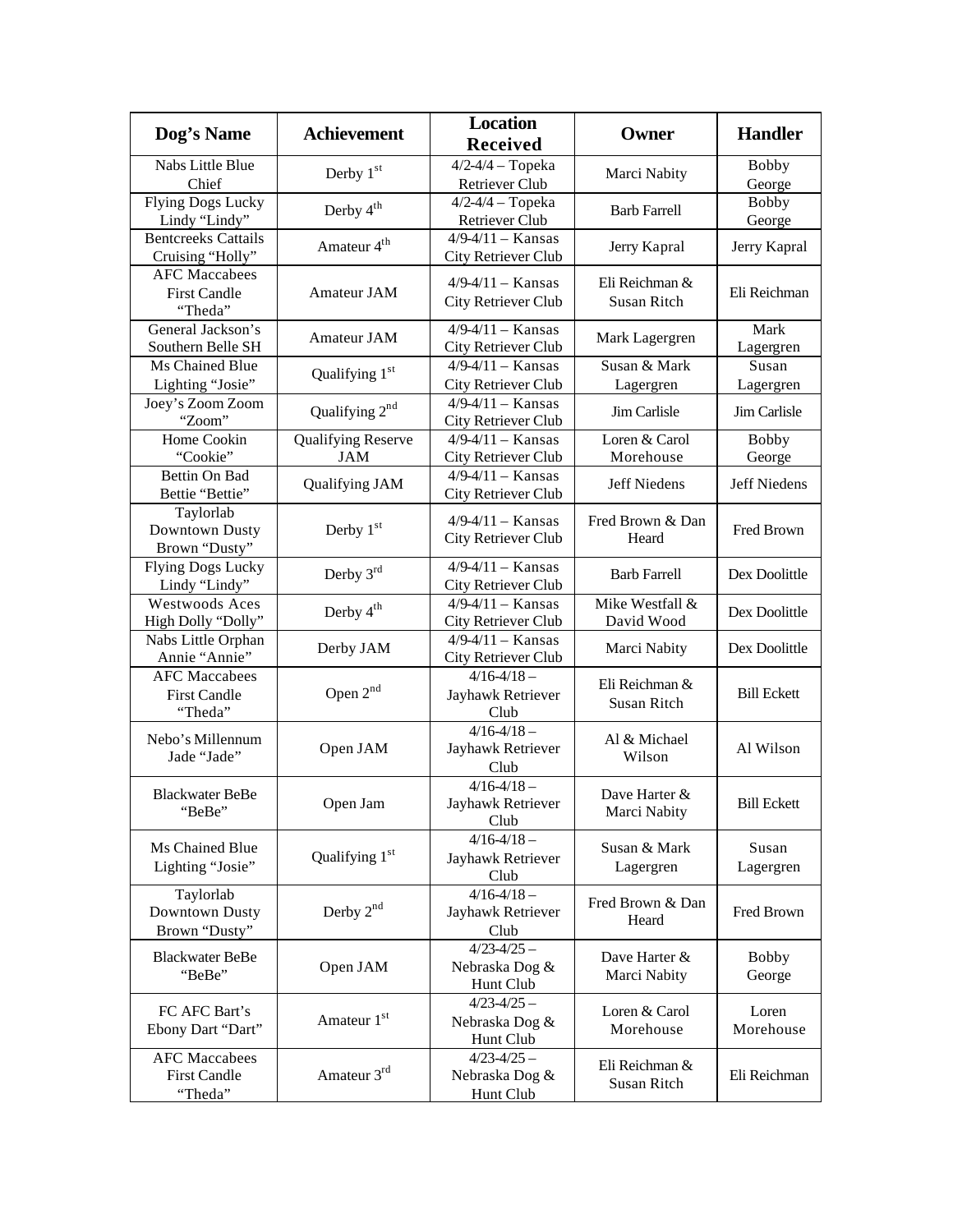| Dog's Name | Achievement | Location Received | Owner | Handler |
| --- | --- | --- | --- | --- |
| Nabs Little Blue Chief | Derby 1st | 4/2-4/4 – Topeka Retriever Club | Marci Nabity | Bobby George |
| Flying Dogs Lucky Lindy "Lindy" | Derby 4th | 4/2-4/4 – Topeka Retriever Club | Barb Farrell | Bobby George |
| Bentcreeks Cattails Cruising "Holly" | Amateur 4th | 4/9-4/11 – Kansas City Retriever Club | Jerry Kapral | Jerry Kapral |
| AFC Maccabees First Candle "Theda" | Amateur JAM | 4/9-4/11 – Kansas City Retriever Club | Eli Reichman & Susan Ritch | Eli Reichman |
| General Jackson's Southern Belle SH | Amateur JAM | 4/9-4/11 – Kansas City Retriever Club | Mark Lagergren | Mark Lagergren |
| Ms Chained Blue Lighting "Josie" | Qualifying 1st | 4/9-4/11 – Kansas City Retriever Club | Susan & Mark Lagergren | Susan Lagergren |
| Joey's Zoom Zoom "Zoom" | Qualifying 2nd | 4/9-4/11 – Kansas City Retriever Club | Jim Carlisle | Jim Carlisle |
| Home Cookin "Cookie" | Qualifying Reserve JAM | 4/9-4/11 – Kansas City Retriever Club | Loren & Carol Morehouse | Bobby George |
| Bettin On Bad Bettie "Bettie" | Qualifying JAM | 4/9-4/11 – Kansas City Retriever Club | Jeff Niedens | Jeff Niedens |
| Taylorlab Downtown Dusty Brown "Dusty" | Derby 1st | 4/9-4/11 – Kansas City Retriever Club | Fred Brown & Dan Heard | Fred Brown |
| Flying Dogs Lucky Lindy "Lindy" | Derby 3rd | 4/9-4/11 – Kansas City Retriever Club | Barb Farrell | Dex Doolittle |
| Westwoods Aces High Dolly "Dolly" | Derby 4th | 4/9-4/11 – Kansas City Retriever Club | Mike Westfall & David Wood | Dex Doolittle |
| Nabs Little Orphan Annie "Annie" | Derby JAM | 4/9-4/11 – Kansas City Retriever Club | Marci Nabity | Dex Doolittle |
| AFC Maccabees First Candle "Theda" | Open 2nd | 4/16-4/18 – Jayhawk Retriever Club | Eli Reichman & Susan Ritch | Bill Eckett |
| Nebo's Millennum Jade "Jade" | Open JAM | 4/16-4/18 – Jayhawk Retriever Club | Al & Michael Wilson | Al Wilson |
| Blackwater BeBe "BeBe" | Open Jam | 4/16-4/18 – Jayhawk Retriever Club | Dave Harter & Marci Nabity | Bill Eckett |
| Ms Chained Blue Lighting "Josie" | Qualifying 1st | 4/16-4/18 – Jayhawk Retriever Club | Susan & Mark Lagergren | Susan Lagergren |
| Taylorlab Downtown Dusty Brown "Dusty" | Derby 2nd | 4/16-4/18 – Jayhawk Retriever Club | Fred Brown & Dan Heard | Fred Brown |
| Blackwater BeBe "BeBe" | Open JAM | 4/23-4/25 – Nebraska Dog & Hunt Club | Dave Harter & Marci Nabity | Bobby George |
| FC AFC Bart's Ebony Dart "Dart" | Amateur 1st | 4/23-4/25 – Nebraska Dog & Hunt Club | Loren & Carol Morehouse | Loren Morehouse |
| AFC Maccabees First Candle "Theda" | Amateur 3rd | 4/23-4/25 – Nebraska Dog & Hunt Club | Eli Reichman & Susan Ritch | Eli Reichman |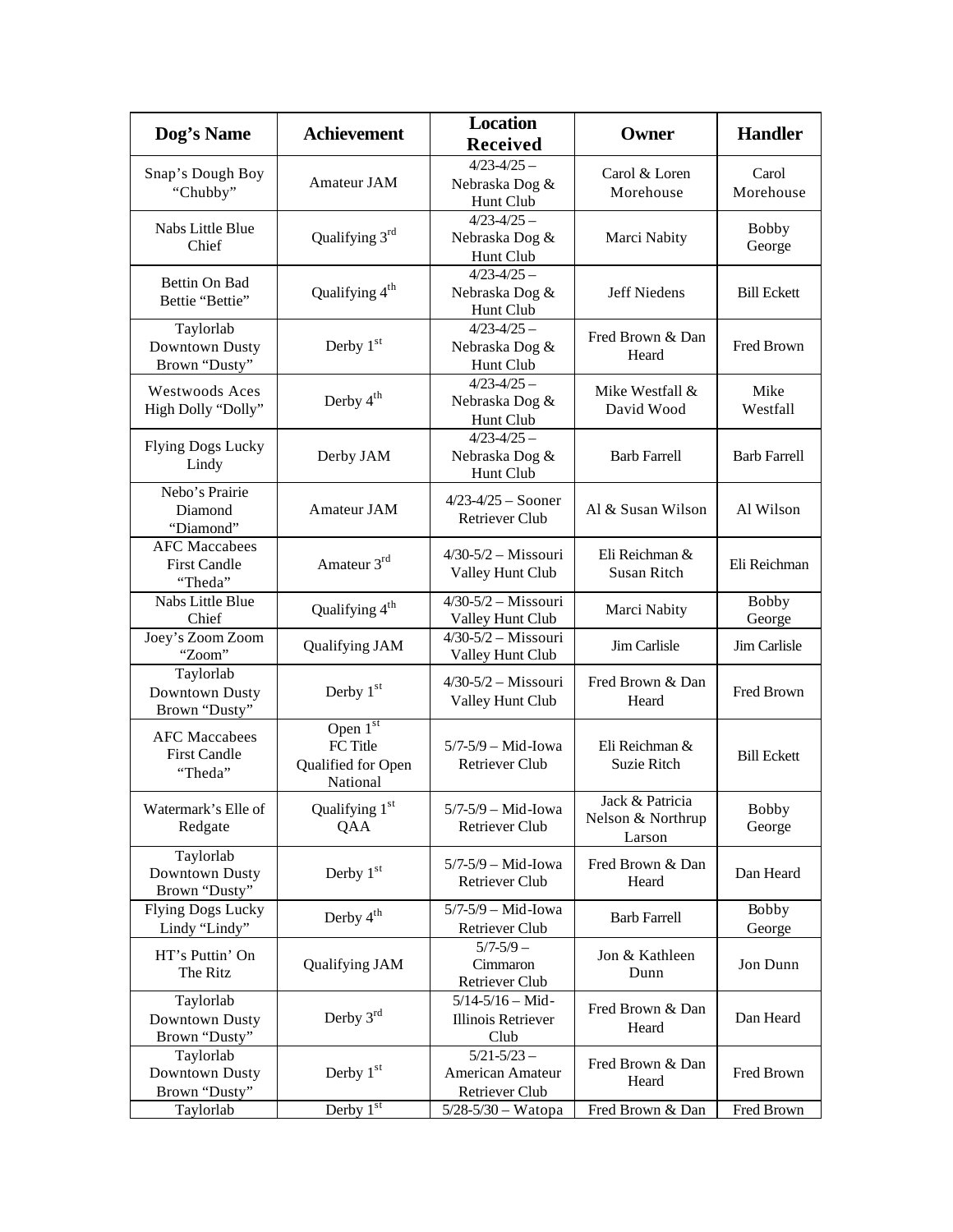| Dog's Name | Achievement | Location Received | Owner | Handler |
|---|---|---|---|---|
| Snap's Dough Boy "Chubby" | Amateur JAM | 4/23-4/25 – Nebraska Dog & Hunt Club | Carol & Loren Morehouse | Carol Morehouse |
| Nabs Little Blue Chief | Qualifying 3rd | 4/23-4/25 – Nebraska Dog & Hunt Club | Marci Nabity | Bobby George |
| Bettin On Bad Bettie "Bettie" | Qualifying 4th | 4/23-4/25 – Nebraska Dog & Hunt Club | Jeff Niedens | Bill Eckett |
| Taylorlab Downtown Dusty Brown "Dusty" | Derby 1st | 4/23-4/25 – Nebraska Dog & Hunt Club | Fred Brown & Dan Heard | Fred Brown |
| Westwoods Aces High Dolly "Dolly" | Derby 4th | 4/23-4/25 – Nebraska Dog & Hunt Club | Mike Westfall & David Wood | Mike Westfall |
| Flying Dogs Lucky Lindy | Derby JAM | 4/23-4/25 – Nebraska Dog & Hunt Club | Barb Farrell | Barb Farrell |
| Nebo's Prairie Diamond "Diamond" | Amateur JAM | 4/23-4/25 – Sooner Retriever Club | Al & Susan Wilson | Al Wilson |
| AFC Maccabees First Candle "Theda" | Amateur 3rd | 4/30-5/2 – Missouri Valley Hunt Club | Eli Reichman & Susan Ritch | Eli Reichman |
| Nabs Little Blue Chief | Qualifying 4th | 4/30-5/2 – Missouri Valley Hunt Club | Marci Nabity | Bobby George |
| Joey's Zoom Zoom "Zoom" | Qualifying JAM | 4/30-5/2 – Missouri Valley Hunt Club | Jim Carlisle | Jim Carlisle |
| Taylorlab Downtown Dusty Brown "Dusty" | Derby 1st | 4/30-5/2 – Missouri Valley Hunt Club | Fred Brown & Dan Heard | Fred Brown |
| AFC Maccabees First Candle "Theda" | Open 1st FC Title Qualified for Open National | 5/7-5/9 – Mid-Iowa Retriever Club | Eli Reichman & Suzie Ritch | Bill Eckett |
| Watermark's Elle of Redgate | Qualifying 1st QAA | 5/7-5/9 – Mid-Iowa Retriever Club | Jack & Patricia Nelson & Northrup Larson | Bobby George |
| Taylorlab Downtown Dusty Brown "Dusty" | Derby 1st | 5/7-5/9 – Mid-Iowa Retriever Club | Fred Brown & Dan Heard | Dan Heard |
| Flying Dogs Lucky Lindy "Lindy" | Derby 4th | 5/7-5/9 – Mid-Iowa Retriever Club | Barb Farrell | Bobby George |
| HT's Puttin' On The Ritz | Qualifying JAM | 5/7-5/9 – Cimmaron Retriever Club | Jon & Kathleen Dunn | Jon Dunn |
| Taylorlab Downtown Dusty Brown "Dusty" | Derby 3rd | 5/14-5/16 – Mid-Illinois Retriever Club | Fred Brown & Dan Heard | Dan Heard |
| Taylorlab Downtown Dusty Brown "Dusty" | Derby 1st | 5/21-5/23 – American Amateur Retriever Club | Fred Brown & Dan Heard | Fred Brown |
| Taylorlab | Derby 1st | 5/28-5/30 – Watopa | Fred Brown & Dan | Fred Brown |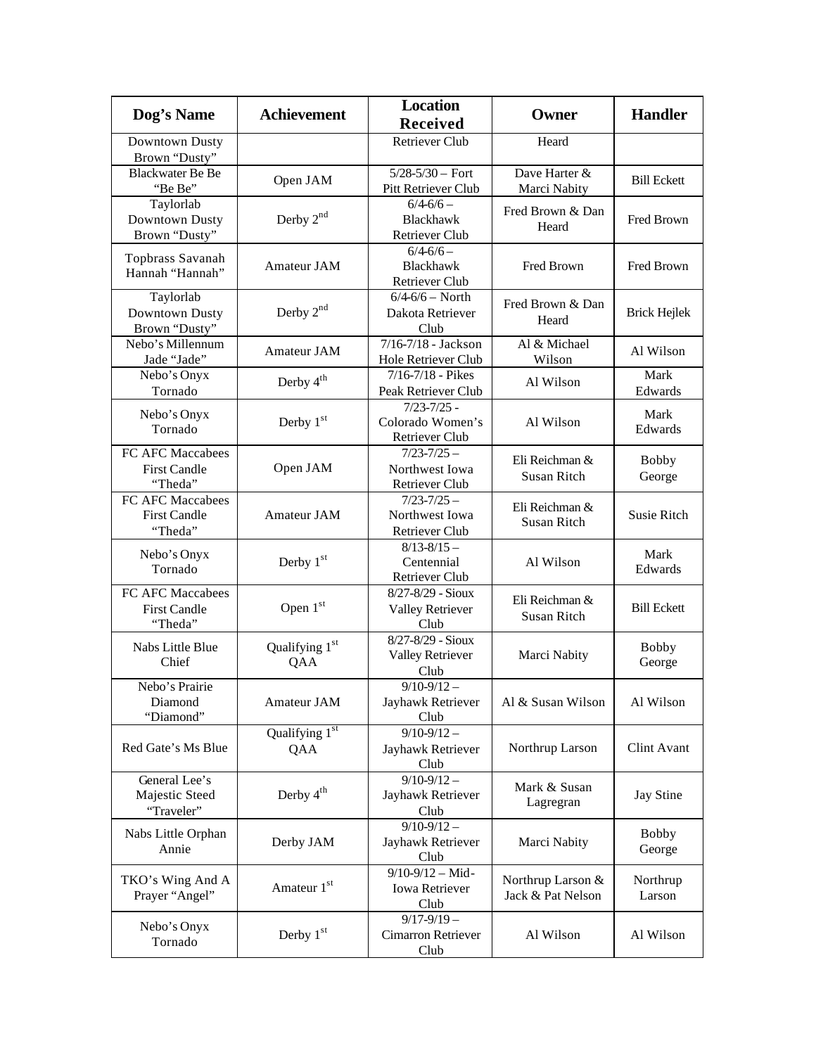| Dog's Name | Achievement | Location Received | Owner | Handler |
|---|---|---|---|---|
| Downtown Dusty Brown "Dusty" | | Retriever Club | Heard | |
| Blackwater Be Be "Be Be" | Open JAM | 5/28-5/30 – Fort Pitt Retriever Club | Dave Harter & Marci Nabity | Bill Eckett |
| Taylorlab Downtown Dusty Brown "Dusty" | Derby 2nd | 6/4-6/6 – Blackhawk Retriever Club | Fred Brown & Dan Heard | Fred Brown |
| Topbrass Savanah Hannah "Hannah" | Amateur JAM | 6/4-6/6 – Blackhawk Retriever Club | Fred Brown | Fred Brown |
| Taylorlab Downtown Dusty Brown "Dusty" | Derby 2nd | 6/4-6/6 – North Dakota Retriever Club | Fred Brown & Dan Heard | Brick Hejlek |
| Nebo's Millennum Jade "Jade" | Amateur JAM | 7/16-7/18 - Jackson Hole Retriever Club | Al & Michael Wilson | Al Wilson |
| Nebo's Onyx Tornado | Derby 4th | 7/16-7/18 - Pikes Peak Retriever Club | Al Wilson | Mark Edwards |
| Nebo's Onyx Tornado | Derby 1st | 7/23-7/25 - Colorado Women's Retriever Club | Al Wilson | Mark Edwards |
| FC AFC Maccabees First Candle "Theda" | Open JAM | 7/23-7/25 – Northwest Iowa Retriever Club | Eli Reichman & Susan Ritch | Bobby George |
| FC AFC Maccabees First Candle "Theda" | Amateur JAM | 7/23-7/25 – Northwest Iowa Retriever Club | Eli Reichman & Susan Ritch | Susie Ritch |
| Nebo's Onyx Tornado | Derby 1st | 8/13-8/15 – Centennial Retriever Club | Al Wilson | Mark Edwards |
| FC AFC Maccabees First Candle "Theda" | Open 1st | 8/27-8/29 - Sioux Valley Retriever Club | Eli Reichman & Susan Ritch | Bill Eckett |
| Nabs Little Blue Chief | Qualifying 1st QAA | 8/27-8/29 - Sioux Valley Retriever Club | Marci Nabity | Bobby George |
| Nebo's Prairie Diamond "Diamond" | Amateur JAM | 9/10-9/12 – Jayhawk Retriever Club | Al & Susan Wilson | Al Wilson |
| Red Gate's Ms Blue | Qualifying 1st QAA | 9/10-9/12 – Jayhawk Retriever Club | Northrup Larson | Clint Avant |
| General Lee's Majestic Steed "Traveler" | Derby 4th | 9/10-9/12 – Jayhawk Retriever Club | Mark & Susan Lagregran | Jay Stine |
| Nabs Little Orphan Annie | Derby JAM | 9/10-9/12 – Jayhawk Retriever Club | Marci Nabity | Bobby George |
| TKO's Wing And A Prayer "Angel" | Amateur 1st | 9/10-9/12 – Mid-Iowa Retriever Club | Northrup Larson & Jack & Pat Nelson | Northrup Larson |
| Nebo's Onyx Tornado | Derby 1st | 9/17-9/19 – Cimarron Retriever Club | Al Wilson | Al Wilson |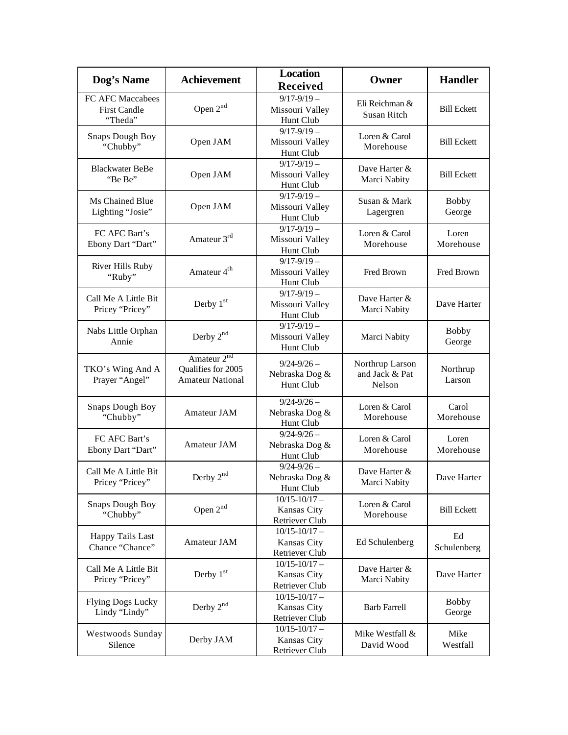| Dog's Name | Achievement | Location Received | Owner | Handler |
|---|---|---|---|---|
| FC AFC Maccabees First Candle "Theda" | Open 2nd | 9/17-9/19 – Missouri Valley Hunt Club | Eli Reichman & Susan Ritch | Bill Eckett |
| Snaps Dough Boy "Chubby" | Open JAM | 9/17-9/19 – Missouri Valley Hunt Club | Loren & Carol Morehouse | Bill Eckett |
| Blackwater BeBe "Be Be" | Open JAM | 9/17-9/19 – Missouri Valley Hunt Club | Dave Harter & Marci Nabity | Bill Eckett |
| Ms Chained Blue Lighting "Josie" | Open JAM | 9/17-9/19 – Missouri Valley Hunt Club | Susan & Mark Lagergren | Bobby George |
| FC AFC Bart's Ebony Dart "Dart" | Amateur 3rd | 9/17-9/19 – Missouri Valley Hunt Club | Loren & Carol Morehouse | Loren Morehouse |
| River Hills Ruby "Ruby" | Amateur 4th | 9/17-9/19 – Missouri Valley Hunt Club | Fred Brown | Fred Brown |
| Call Me A Little Bit Pricey "Pricey" | Derby 1st | 9/17-9/19 – Missouri Valley Hunt Club | Dave Harter & Marci Nabity | Dave Harter |
| Nabs Little Orphan Annie | Derby 2nd | 9/17-9/19 – Missouri Valley Hunt Club | Marci Nabity | Bobby George |
| TKO's Wing And A Prayer "Angel" | Amateur 2nd Qualifies for 2005 Amateur National | 9/24-9/26 – Nebraska Dog & Hunt Club | Northrup Larson and Jack & Pat Nelson | Northrup Larson |
| Snaps Dough Boy "Chubby" | Amateur JAM | 9/24-9/26 – Nebraska Dog & Hunt Club | Loren & Carol Morehouse | Carol Morehouse |
| FC AFC Bart's Ebony Dart "Dart" | Amateur JAM | 9/24-9/26 – Nebraska Dog & Hunt Club | Loren & Carol Morehouse | Loren Morehouse |
| Call Me A Little Bit Pricey "Pricey" | Derby 2nd | 9/24-9/26 – Nebraska Dog & Hunt Club | Dave Harter & Marci Nabity | Dave Harter |
| Snaps Dough Boy "Chubby" | Open 2nd | 10/15-10/17 – Kansas City Retriever Club | Loren & Carol Morehouse | Bill Eckett |
| Happy Tails Last Chance "Chance" | Amateur JAM | 10/15-10/17 – Kansas City Retriever Club | Ed Schulenberg | Ed Schulenberg |
| Call Me A Little Bit Pricey "Pricey" | Derby 1st | 10/15-10/17 – Kansas City Retriever Club | Dave Harter & Marci Nabity | Dave Harter |
| Flying Dogs Lucky Lindy "Lindy" | Derby 2nd | 10/15-10/17 – Kansas City Retriever Club | Barb Farrell | Bobby George |
| Westwoods Sunday Silence | Derby JAM | 10/15-10/17 – Kansas City Retriever Club | Mike Westfall & David Wood | Mike Westfall |